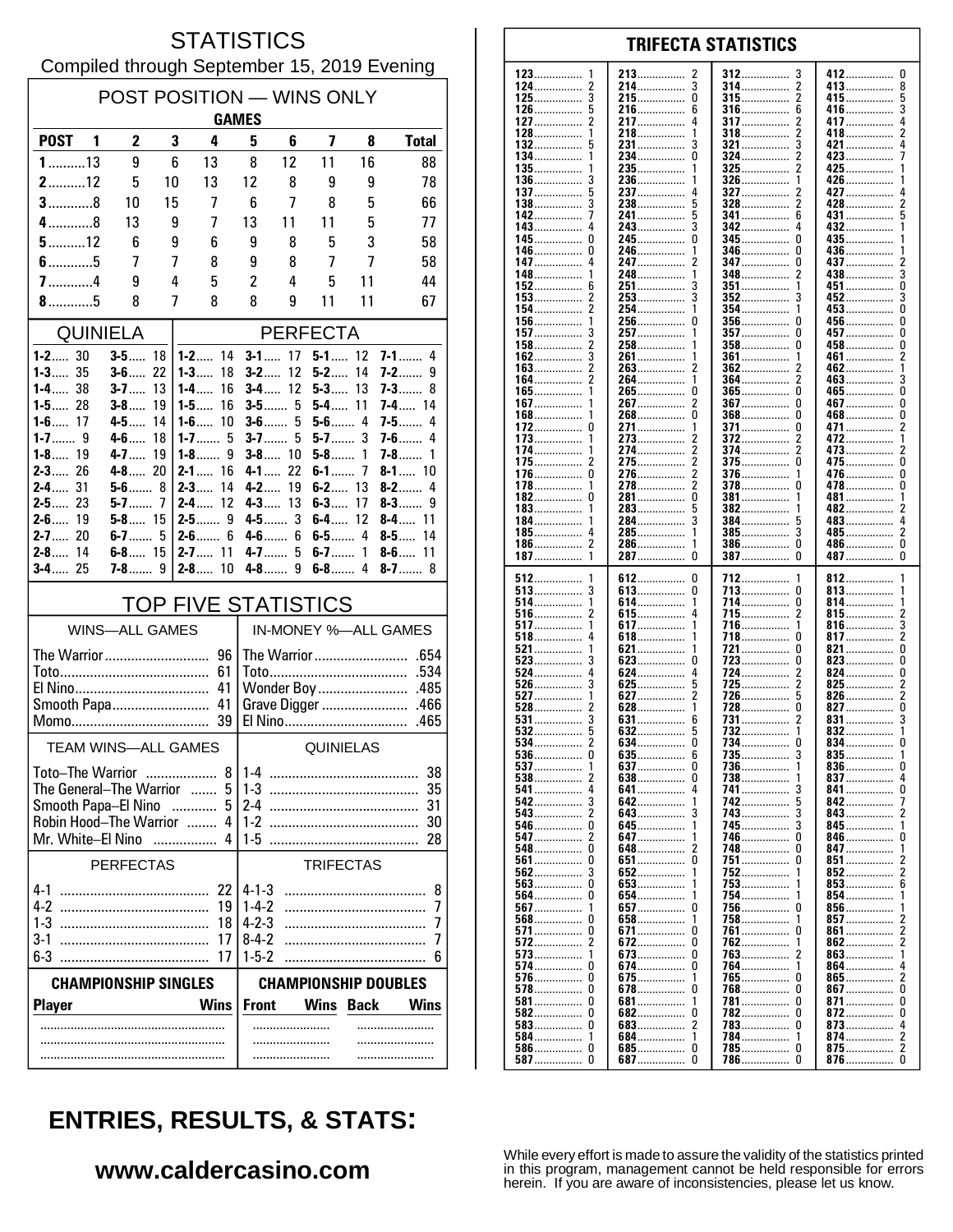# STATISTICS

Compiled through September 15, 2019 Evening

## POST POSITION — WINS ONLY

| POST | GAMES 1 | 2 | 3 | 4 | 5 | 6 | 7 | 8 | Total |
|---|---|---|---|---|---|---|---|---|---|
| 1 | 13 | 9 | 6 | 13 | 8 | 12 | 11 | 16 | 88 |
| 2 | 12 | 5 | 10 | 13 | 12 | 8 | 9 | 9 | 78 |
| 3 | 8 | 10 | 15 | 7 | 6 | 7 | 8 | 5 | 66 |
| 4 | 8 | 13 | 9 | 7 | 13 | 11 | 11 | 5 | 77 |
| 5 | 12 | 6 | 9 | 6 | 9 | 8 | 5 | 3 | 58 |
| 6 | 5 | 7 | 7 | 8 | 9 | 8 | 7 | 7 | 58 |
| 7 | 4 | 9 | 4 | 5 | 2 | 4 | 5 | 11 | 44 |
| 8 | 5 | 8 | 7 | 8 | 8 | 9 | 11 | 11 | 67 |

## QUINIELA

| | | | |
|---|---|---|---|
| 1-2 | 30 | 3-5 | 18 |
| 1-3 | 35 | 3-6 | 22 |
| 1-4 | 38 | 3-7 | 13 |
| 1-5 | 28 | 3-8 | 19 |
| 1-6 | 17 | 4-5 | 14 |
| 1-7 | 9 | 4-6 | 18 |
| 1-8 | 19 | 4-7 | 19 |
| 2-3 | 26 | 4-8 | 20 |
| 2-4 | 31 | 5-6 | 8 |
| 2-5 | 23 | 5-7 | 7 |
| 2-6 | 19 | 5-8 | 15 |
| 2-7 | 20 | 6-7 | 5 |
| 2-8 | 14 | 6-8 | 15 |
| 3-4 | 25 | 7-8 | 9 |

## PERFECTA

| | | | | | | | |
|---|---|---|---|---|---|---|---|
| 1-2 | 14 | 3-1 | 17 | 5-1 | 12 | 7-1 | 4 |
| 1-3 | 18 | 3-2 | 12 | 5-2 | 14 | 7-2 | 9 |
| 1-4 | 16 | 3-4 | 12 | 5-3 | 13 | 7-3 | 8 |
| 1-5 | 16 | 3-5 | 5 | 5-4 | 11 | 7-4 | 14 |
| 1-6 | 10 | 3-6 | 5 | 5-6 | 4 | 7-5 | 4 |
| 1-7 | 5 | 3-7 | 5 | 5-7 | 3 | 7-6 | 4 |
| 1-8 | 9 | 3-8 | 10 | 5-8 | 1 | 7-8 | 1 |
| 2-1 | 16 | 4-1 | 22 | 6-1 | 7 | 8-1 | 10 |
| 2-3 | 14 | 4-2 | 19 | 6-2 | 13 | 8-2 | 4 |
| 2-4 | 12 | 4-3 | 13 | 6-3 | 17 | 8-3 | 9 |
| 2-5 | 9 | 4-5 | 3 | 6-4 | 12 | 8-4 | 11 |
| 2-6 | 6 | 4-6 | 6 | 6-5 | 4 | 8-5 | 14 |
| 2-7 | 11 | 4-7 | 5 | 6-7 | 1 | 8-6 | 11 |
| 2-8 | 10 | 4-8 | 9 | 6-8 | 4 | 8-7 | 8 |

## TOP FIVE STATISTICS

| WINS—ALL GAMES | | IN-MONEY %—ALL GAMES | |
|---|---|---|---|
| The Warrior | 96 | The Warrior | .654 |
| Toto | 61 | Toto | .534 |
| El Nino | 41 | Wonder Boy | .485 |
| Smooth Papa | 41 | Grave Digger | .466 |
| Momo | 39 | El Nino | .465 |

| TEAM WINS—ALL GAMES | | QUINIELAS | |
|---|---|---|---|
| Toto–The Warrior | 8 | 1-4 | 38 |
| The General–The Warrior | 5 | 1-3 | 35 |
| Smooth Papa–El Nino | 5 | 2-4 | 31 |
| Robin Hood–The Warrior | 4 | 1-2 | 30 |
| Mr. White–El Nino | 4 | 1-5 | 28 |

| PERFECTAS | | TRIFECTAS | |
|---|---|---|---|
| 4-1 | 22 | 4-1-3 | 8 |
| 4-2 | 19 | 1-4-2 | 7 |
| 1-3 | 18 | 4-2-3 | 7 |
| 3-1 | 17 | 8-4-2 | 7 |
| 6-3 | 17 | 1-5-2 | 6 |

| CHAMPIONSHIP SINGLES | | CHAMPIONSHIP DOUBLES | | | |
|---|---|---|---|---|---|
| Player | Wins | Front | Wins | Back | Wins |
| | | | | | |
| | | | | | |
| | | | | | |

## TRIFECTA STATISTICS

| | | | | | | | |
|---|---|---|---|---|---|---|---|
| 123 | 1 | 213 | 2 | 312 | 3 | 412 | 0 |
| 124 | 2 | 214 | 3 | 314 | 2 | 413 | 8 |
| 125 | 3 | 215 | 0 | 315 | 2 | 415 | 5 |
| 126 | 5 | 216 | 6 | 316 | 6 | 416 | 3 |
| 127 | 2 | 217 | 4 | 317 | 2 | 417 | 4 |
| 128 | 1 | 218 | 1 | 318 | 2 | 418 | 2 |
| 132 | 5 | 231 | 3 | 321 | 3 | 421 | 4 |
| 134 | 1 | 234 | 0 | 324 | 2 | 423 | 7 |
| 135 | 1 | 235 | 1 | 325 | 2 | 425 | 1 |
| 136 | 3 | 236 | 1 | 326 | 1 | 426 | 1 |
| 137 | 5 | 237 | 4 | 327 | 2 | 427 | 4 |
| 138 | 3 | 238 | 5 | 328 | 2 | 428 | 2 |
| 142 | 7 | 241 | 5 | 341 | 6 | 431 | 5 |
| 143 | 4 | 243 | 3 | 342 | 4 | 432 | 1 |
| 145 | 0 | 245 | 0 | 345 | 0 | 435 | 1 |
| 146 | 0 | 246 | 1 | 346 | 0 | 436 | 1 |
| 147 | 4 | 247 | 2 | 347 | 0 | 437 | 2 |
| 148 | 1 | 248 | 1 | 348 | 2 | 438 | 3 |
| 152 | 6 | 251 | 3 | 351 | 1 | 451 | 0 |
| 153 | 2 | 253 | 3 | 352 | 3 | 452 | 3 |
| 154 | 2 | 254 | 1 | 354 | 1 | 453 | 0 |
| 156 | 1 | 256 | 0 | 356 | 0 | 456 | 0 |
| 157 | 3 | 257 | 1 | 357 | 0 | 457 | 0 |
| 158 | 2 | 258 | 1 | 358 | 0 | 458 | 0 |
| 162 | 3 | 261 | 1 | 361 | 1 | 461 | 2 |
| 163 | 2 | 263 | 2 | 362 | 2 | 462 | 1 |
| 164 | 2 | 264 | 1 | 364 | 2 | 463 | 3 |
| 165 | 1 | 265 | 0 | 365 | 0 | 465 | 0 |
| 167 | 1 | 267 | 2 | 367 | 0 | 467 | 0 |
| 168 | 1 | 268 | 0 | 368 | 0 | 468 | 0 |
| 172 | 0 | 271 | 1 | 371 | 0 | 471 | 2 |
| 173 | 1 | 273 | 2 | 372 | 2 | 472 | 1 |
| 174 | 1 | 274 | 2 | 374 | 2 | 473 | 2 |
| 175 | 2 | 275 | 2 | 375 | 0 | 475 | 0 |
| 176 | 0 | 276 | 2 | 376 | 1 | 476 | 0 |
| 178 | 1 | 278 | 2 | 378 | 0 | 478 | 0 |
| 182 | 0 | 281 | 0 | 381 | 1 | 481 | 1 |
| 183 | 1 | 283 | 5 | 382 | 1 | 482 | 2 |
| 184 | 1 | 284 | 3 | 384 | 5 | 483 | 4 |
| 185 | 4 | 285 | 1 | 385 | 3 | 485 | 2 |
| 186 | 2 | 286 | 1 | 386 | 0 | 486 | 0 |
| 187 | 1 | 287 | 0 | 387 | 0 | 487 | 0 |
| 512 | 1 | 612 | 0 | 712 | 1 | 812 | 1 |
| 513 | 3 | 613 | 0 | 713 | 0 | 813 | 1 |
| 514 | 1 | 614 | 1 | 714 | 0 | 814 | 1 |
| 516 | 2 | 615 | 4 | 715 | 2 | 815 | 2 |
| 517 | 1 | 617 | 1 | 716 | 1 | 816 | 3 |
| 518 | 4 | 618 | 1 | 718 | 0 | 817 | 2 |
| 521 | 1 | 621 | 1 | 721 | 0 | 821 | 0 |
| 523 | 3 | 623 | 0 | 723 | 0 | 823 | 0 |
| 524 | 4 | 624 | 4 | 724 | 2 | 824 | 0 |
| 526 | 3 | 625 | 5 | 725 | 2 | 825 | 2 |
| 527 | 1 | 627 | 2 | 726 | 5 | 826 | 2 |
| 528 | 2 | 628 | 1 | 728 | 0 | 827 | 0 |
| 531 | 3 | 631 | 6 | 731 | 2 | 831 | 3 |
| 532 | 5 | 632 | 5 | 732 | 1 | 832 | 1 |
| 534 | 2 | 634 | 0 | 734 | 0 | 834 | 0 |
| 536 | 0 | 635 | 6 | 735 | 3 | 835 | 1 |
| 537 | 1 | 637 | 0 | 736 | 1 | 836 | 0 |
| 538 | 2 | 638 | 0 | 738 | 1 | 837 | 4 |
| 541 | 4 | 641 | 4 | 741 | 3 | 841 | 0 |
| 542 | 3 | 642 | 1 | 742 | 5 | 842 | 7 |
| 543 | 2 | 643 | 3 | 743 | 3 | 843 | 2 |
| 546 | 0 | 645 | 1 | 745 | 3 | 845 | 1 |
| 547 | 2 | 647 | 1 | 746 | 0 | 846 | 0 |
| 548 | 0 | 648 | 2 | 748 | 0 | 847 | 1 |
| 561 | 0 | 651 | 0 | 751 | 0 | 851 | 2 |
| 562 | 3 | 652 | 1 | 752 | 1 | 852 | 2 |
| 563 | 0 | 653 | 1 | 753 | 1 | 853 | 6 |
| 564 | 0 | 654 | 1 | 754 | 1 | 854 | 1 |
| 567 | 1 | 657 | 0 | 756 | 0 | 856 | 1 |
| 568 | 0 | 658 | 1 | 758 | 1 | 857 | 2 |
| 571 | 0 | 671 | 0 | 761 | 0 | 861 | 2 |
| 572 | 2 | 672 | 0 | 762 | 1 | 862 | 2 |
| 573 | 1 | 673 | 0 | 763 | 2 | 863 | 1 |
| 574 | 0 | 674 | 0 | 764 | 1 | 864 | 4 |
| 576 | 0 | 675 | 1 | 765 | 0 | 865 | 2 |
| 578 | 0 | 678 | 0 | 768 | 0 | 867 | 0 |
| 581 | 0 | 681 | 1 | 781 | 0 | 871 | 0 |
| 582 | 0 | 682 | 0 | 782 | 0 | 872 | 0 |
| 583 | 0 | 683 | 2 | 783 | 0 | 873 | 4 |
| 584 | 1 | 684 | 1 | 784 | 1 | 874 | 2 |
| 586 | 0 | 685 | 0 | 785 | 0 | 875 | 2 |
| 587 | 0 | 687 | 0 | 786 | 0 | 876 | 0 |

## ENTRIES, RESULTS, & STATS:

**www.caldercasino.com**

While every effort is made to assure the validity of the statistics printed in this program, management cannot be held responsible for errors herein. If you are aware of inconsistencies, please let us know.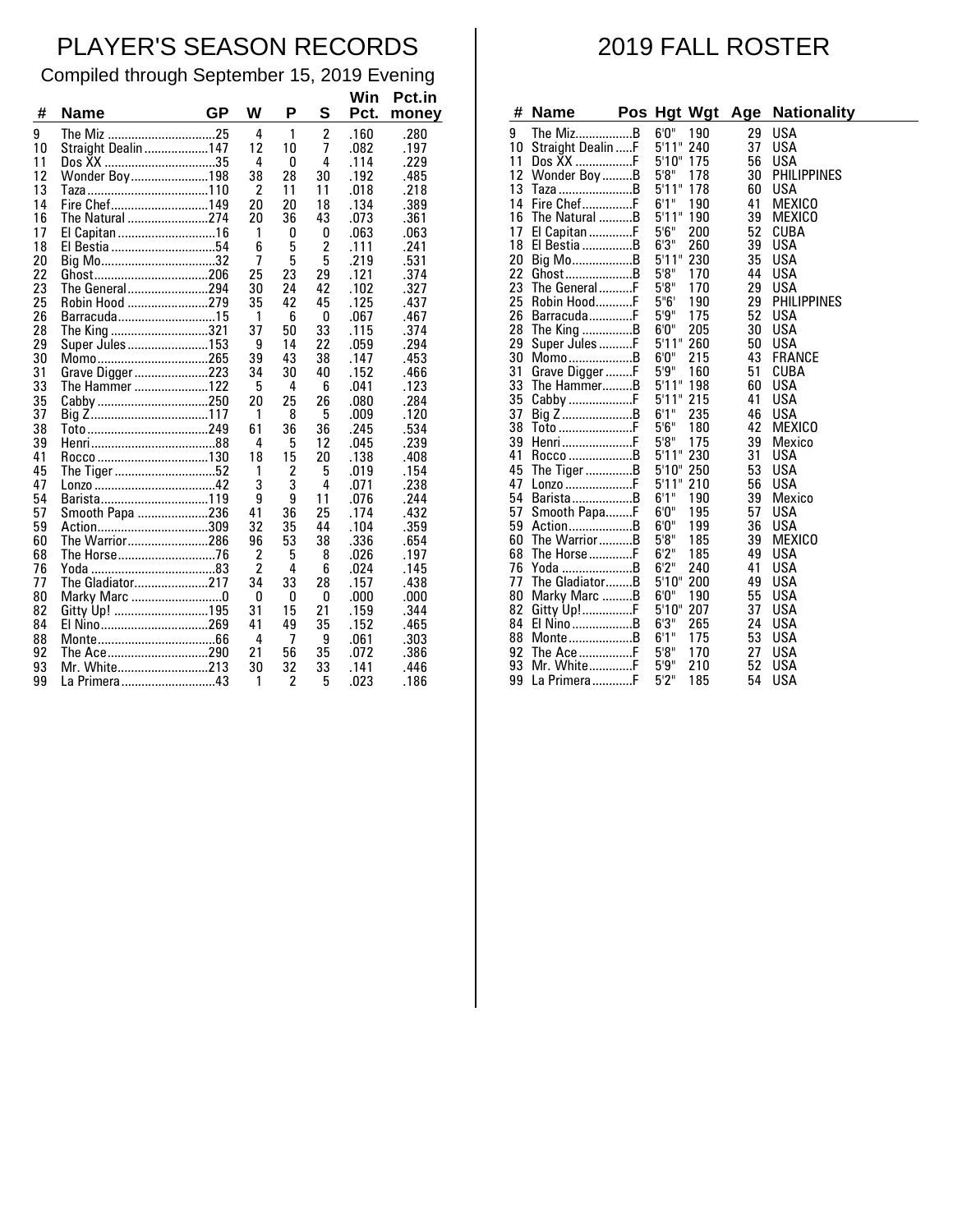# PLAYER'S SEASON RECORDS

Compiled through September 15, 2019 Evening

| # | Name | GP | W | P | S | Win Pct. | Pct.in money |
|---|---|---|---|---|---|---|---|
| 9 | The Miz | 25 | 4 | 1 | 2 | .160 | .280 |
| 10 | Straight Dealin | 147 | 12 | 10 | 7 | .082 | .197 |
| 11 | Dos XX | 35 | 4 | 0 | 4 | .114 | .229 |
| 12 | Wonder Boy | 198 | 38 | 28 | 30 | .192 | .485 |
| 13 | Taza | 110 | 2 | 11 | 11 | .018 | .218 |
| 14 | Fire Chef | 149 | 20 | 20 | 18 | .134 | .389 |
| 16 | The Natural | 274 | 20 | 36 | 43 | .073 | .361 |
| 17 | El Capitan | 16 | 1 | 0 | 0 | .063 | .063 |
| 18 | El Bestia | 54 | 6 | 5 | 2 | .111 | .241 |
| 20 | Big Mo | 32 | 7 | 5 | 5 | .219 | .531 |
| 22 | Ghost | 206 | 25 | 23 | 29 | .121 | .374 |
| 23 | The General | 294 | 30 | 24 | 42 | .102 | .327 |
| 25 | Robin Hood | 279 | 35 | 42 | 45 | .125 | .437 |
| 26 | Barracuda | 15 | 1 | 6 | 0 | .067 | .467 |
| 28 | The King | 321 | 37 | 50 | 33 | .115 | .374 |
| 29 | Super Jules | 153 | 9 | 14 | 22 | .059 | .294 |
| 30 | Momo | 265 | 39 | 43 | 38 | .147 | .453 |
| 31 | Grave Digger | 223 | 34 | 30 | 40 | .152 | .466 |
| 33 | The Hammer | 122 | 5 | 4 | 6 | .041 | .123 |
| 35 | Cabby | 250 | 20 | 25 | 26 | .080 | .284 |
| 37 | Big Z | 117 | 1 | 8 | 5 | .009 | .120 |
| 38 | Toto | 249 | 61 | 36 | 36 | .245 | .534 |
| 39 | Henri | 88 | 4 | 5 | 12 | .045 | .239 |
| 41 | Rocco | 130 | 18 | 15 | 20 | .138 | .408 |
| 45 | The Tiger | 52 | 1 | 2 | 5 | .019 | .154 |
| 47 | Lonzo | 42 | 3 | 3 | 4 | .071 | .238 |
| 54 | Barista | 119 | 9 | 9 | 11 | .076 | .244 |
| 57 | Smooth Papa | 236 | 41 | 36 | 25 | .174 | .432 |
| 59 | Action | 309 | 32 | 35 | 44 | .104 | .359 |
| 60 | The Warrior | 286 | 96 | 53 | 38 | .336 | .654 |
| 68 | The Horse | 76 | 2 | 5 | 8 | .026 | .197 |
| 76 | Yoda | 83 | 2 | 4 | 6 | .024 | .145 |
| 77 | The Gladiator | 217 | 34 | 33 | 28 | .157 | .438 |
| 80 | Marky Marc | 0 | 0 | 0 | 0 | .000 | .000 |
| 82 | Gitty Up! | 195 | 31 | 15 | 21 | .159 | .344 |
| 84 | El Nino | 269 | 41 | 49 | 35 | .152 | .465 |
| 88 | Monte | 66 | 4 | 7 | 9 | .061 | .303 |
| 92 | The Ace | 290 | 21 | 56 | 35 | .072 | .386 |
| 93 | Mr. White | 213 | 30 | 32 | 33 | .141 | .446 |
| 99 | La Primera | 43 | 1 | 2 | 5 | .023 | .186 |

# 2019 FALL ROSTER

| # | Name | Pos | Hgt | Wgt | Age | Nationality |
|---|---|---|---|---|---|---|
| 9 | The Miz | B | 6'0" | 190 | 29 | USA |
| 10 | Straight Dealin | F | 5'11" | 240 | 37 | USA |
| 11 | Dos XX | F | 5'10" | 175 | 56 | USA |
| 12 | Wonder Boy | B | 5'8" | 178 | 30 | PHILIPPINES |
| 13 | Taza | B | 5'11" | 178 | 60 | USA |
| 14 | Fire Chef | F | 6'1" | 190 | 41 | MEXICO |
| 16 | The Natural | B | 5'11" | 190 | 39 | MEXICO |
| 17 | El Capitan | F | 5'6" | 200 | 52 | CUBA |
| 18 | El Bestia | B | 6'3" | 260 | 39 | USA |
| 20 | Big Mo | B | 5'11" | 230 | 35 | USA |
| 22 | Ghost | B | 5'8" | 170 | 44 | USA |
| 23 | The General | F | 5'8" | 170 | 29 | USA |
| 25 | Robin Hood | F | 5"6' | 190 | 29 | PHILIPPINES |
| 26 | Barracuda | F | 5'9" | 175 | 52 | USA |
| 28 | The King | B | 6'0" | 205 | 30 | USA |
| 29 | Super Jules | F | 5'11" | 260 | 50 | USA |
| 30 | Momo | B | 6'0" | 215 | 43 | FRANCE |
| 31 | Grave Digger | F | 5'9" | 160 | 51 | CUBA |
| 33 | The Hammer | B | 5'11" | 198 | 60 | USA |
| 35 | Cabby | F | 5'11" | 215 | 41 | USA |
| 37 | Big Z | B | 6'1" | 235 | 46 | USA |
| 38 | Toto | F | 5'6" | 180 | 42 | MEXICO |
| 39 | Henri | F | 5'8" | 175 | 39 | Mexico |
| 41 | Rocco | B | 5'11" | 230 | 31 | USA |
| 45 | The Tiger | B | 5'10" | 250 | 53 | USA |
| 47 | Lonzo | F | 5'11" | 210 | 56 | USA |
| 54 | Barista | B | 6'1" | 190 | 39 | Mexico |
| 57 | Smooth Papa | F | 6'0" | 195 | 57 | USA |
| 59 | Action | B | 6'0" | 199 | 36 | USA |
| 60 | The Warrior | B | 5'8" | 185 | 39 | MEXICO |
| 68 | The Horse | F | 6'2" | 185 | 49 | USA |
| 76 | Yoda | B | 6'2" | 240 | 41 | USA |
| 77 | The Gladiator | B | 5'10" | 200 | 49 | USA |
| 80 | Marky Marc | B | 6'0" | 190 | 55 | USA |
| 82 | Gitty Up! | F | 5'10" | 207 | 37 | USA |
| 84 | El Nino | B | 6'3" | 265 | 24 | USA |
| 88 | Monte | B | 6'1" | 175 | 53 | USA |
| 92 | The Ace | F | 5'8" | 170 | 27 | USA |
| 93 | Mr. White | F | 5'9" | 210 | 52 | USA |
| 99 | La Primera | F | 5'2" | 185 | 54 | USA |